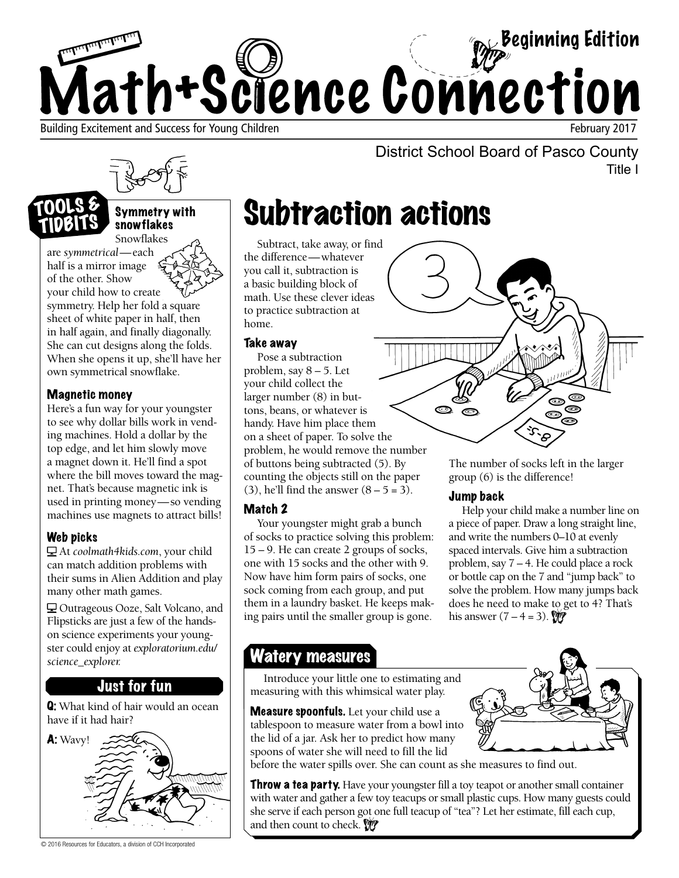# Math+Science Connection

**Beginning Edition**

Building Excitement and Success for Young Children

February 2017

District School Board of Pasco County

Title I

## Tools & Tidbits

### Symmetry with snowflakes

Snowflakes are *symmetrical*—each half is a mirror image of the other. Show your child how to create symmetry. Help her fold a square sheet of white paper in half, then in half again, and finally diagonally. She can cut designs along the folds. When she opens it up, she'll have her own symmetrical snowflake.

### Magnetic money

Here's a fun way for your youngster to see why dollar bills work in vending machines. Hold a dollar by the top edge, and let him slowly move a magnet down it. He'll find a spot where the bill moves toward the magnet. That's because magnetic ink is used in printing money—so vending machines use magnets to attract bills!

### Web picks

At *coolmath4kids.com*, your child can match addition problems with their sums in Alien Addition and play many other math games.

Outrageous Ooze, Salt Volcano, and Flipsticks are just a few of the hands-on science experiments your youngster could enjoy at *exploratorium.edu/science_explorer.*

## Just for fun

**Q:** What kind of hair would an ocean have if it had hair?

**A:** Wavy!

# Subtraction actions

Subtract, take away, or find the difference—whatever you call it, subtraction is a basic building block of math. Use these clever ideas to practice subtraction at home.

### Take away

Pose a subtraction problem, say 8 – 5. Let your child collect the larger number (8) in buttons, beans, or whatever is handy. Have him place them on a sheet of paper. To solve the problem, he would remove the number of buttons being subtracted (5). By counting the objects still on the paper (3), he'll find the answer (8 – 5 = 3).

### Match 2

Your youngster might grab a bunch of socks to practice solving this problem: 15 – 9. He can create 2 groups of socks, one with 15 socks and the other with 9. Now have him form pairs of socks, one sock coming from each group, and put them in a laundry basket. He keeps making pairs until the smaller group is gone. The number of socks left in the larger group (6) is the difference!

### Jump back

Help your child make a number line on a piece of paper. Draw a long straight line, and write the numbers 0–10 at evenly spaced intervals. Give him a subtraction problem, say 7 – 4. He could place a rock or bottle cap on the 7 and "jump back" to solve the problem. How many jumps back does he need to make to get to 4? That's his answer (7 – 4 = 3).

## Watery measures

Introduce your little one to estimating and measuring with this whimsical water play.

**Measure spoonfuls.** Let your child use a tablespoon to measure water from a bowl into the lid of a jar. Ask her to predict how many spoons of water she will need to fill the lid before the water spills over. She can count as she measures to find out.

**Throw a tea party.** Have your youngster fill a toy teapot or another small container with water and gather a few toy teacups or small plastic cups. How many guests could she serve if each person got one full teacup of "tea"? Let her estimate, fill each cup, and then count to check.

© 2016 Resources for Educators, a division of CCH Incorporated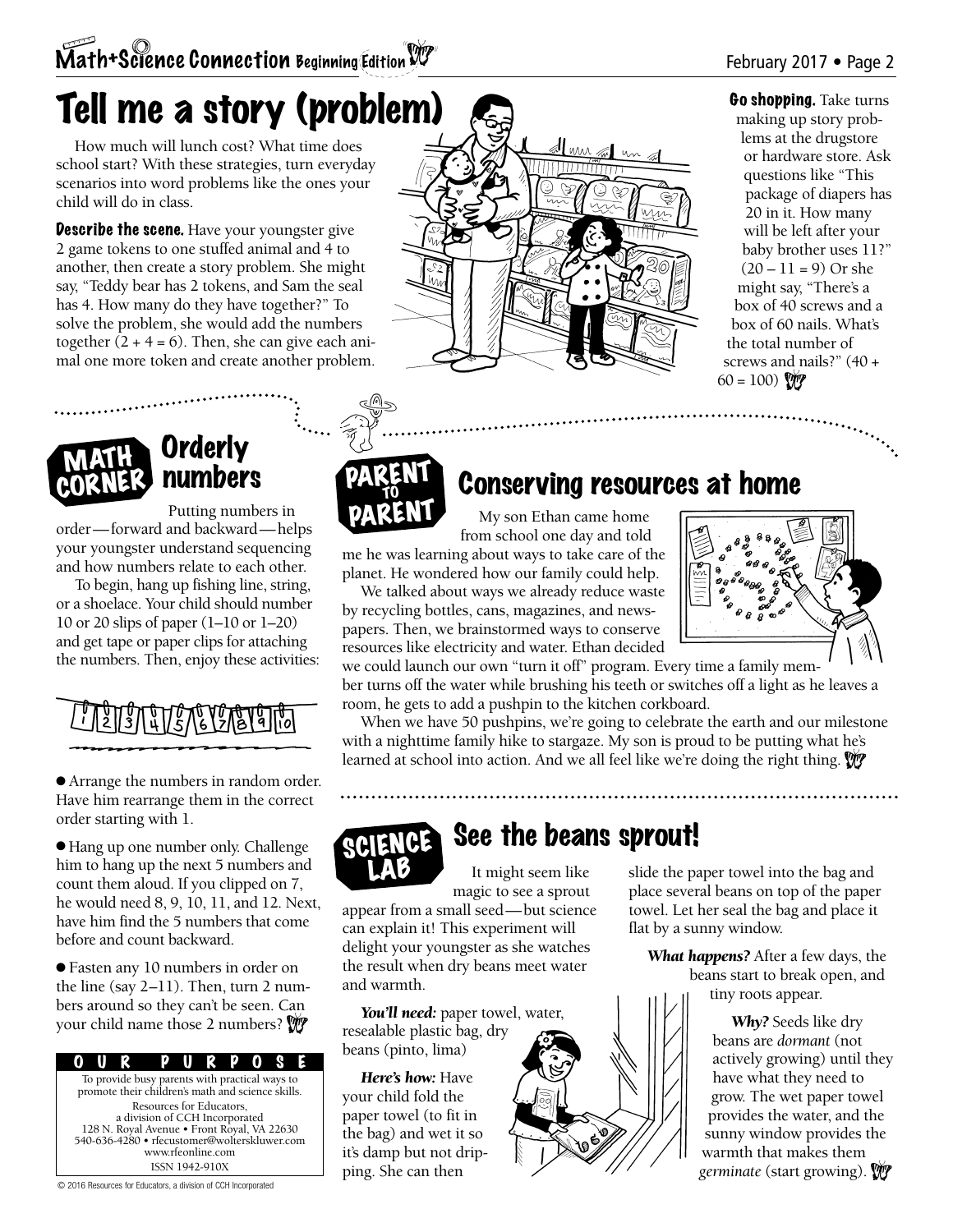# Tell me a story (problem)

How much will lunch cost? What time does school start? With these strategies, turn everyday scenarios into word problems like the ones your child will do in class.

**Describe the scene.** Have your youngster give 2 game tokens to one stuffed animal and 4 to another, then create a story problem. She might say, "Teddy bear has 2 tokens, and Sam the seal has 4. How many do they have together?" To solve the problem, she would add the numbers together (2 + 4 = 6). Then, she can give each animal one more token and create another problem.

**Go shopping.** Take turns making up story problems at the drugstore or hardware store. Ask questions like "This package of diapers has 20 in it. How many will be left after your baby brother uses 11?" (20 – 11 = 9) Or she might say, "There's a box of 40 screws and a box of 60 nails. What's the total number of screws and nails?" (40 + 60 = 100)

## MATH CORNER: Orderly numbers

Putting numbers in order—forward and backward—helps your youngster understand sequencing and how numbers relate to each other.

To begin, hang up fishing line, string, or a shoelace. Your child should number 10 or 20 slips of paper (1–10 or 1–20) and get tape or paper clips for attaching the numbers. Then, enjoy these activities:

- Arrange the numbers in random order. Have him rearrange them in the correct order starting with 1.
- Hang up one number only. Challenge him to hang up the next 5 numbers and count them aloud. If you clipped on 7, he would need 8, 9, 10, 11, and 12. Next, have him find the 5 numbers that come before and count backward.
- Fasten any 10 numbers in order on the line (say 2–11). Then, turn 2 numbers around so they can't be seen. Can your child name those 2 numbers?

## PARENT TO PARENT: Conserving resources at home

My son Ethan came home from school one day and told me he was learning about ways to take care of the planet. He wondered how our family could help.

We talked about ways we already reduce waste by recycling bottles, cans, magazines, and newspapers. Then, we brainstormed ways to conserve resources like electricity and water. Ethan decided we could launch our own "turn it off" program. Every time a family member turns off the water while brushing his teeth or switches off a light as he leaves a room, he gets to add a pushpin to the kitchen corkboard.

When we have 50 pushpins, we're going to celebrate the earth and our milestone with a nighttime family hike to stargaze. My son is proud to be putting what he's learned at school into action. And we all feel like we're doing the right thing.

## SCIENCE LAB: See the beans sprout!

It might seem like magic to see a sprout appear from a small seed—but science can explain it! This experiment will delight your youngster as she watches the result when dry beans meet water and warmth.

***You'll need:*** paper towel, water, resealable plastic bag, dry beans (pinto, lima)

***Here's how:*** Have your child fold the paper towel (to fit in the bag) and wet it so it's damp but not dripping. She can then slide the paper towel into the bag and place several beans on top of the paper towel. Let her seal the bag and place it flat by a sunny window.

***What happens?*** After a few days, the beans start to break open, and tiny roots appear.

***Why?*** Seeds like dry beans are *dormant* (not actively growing) until they have what they need to grow. The wet paper towel provides the water, and the sunny window provides the warmth that makes them *germinate* (start growing).

### OUR PURPOSE

To provide busy parents with practical ways to promote their children's math and science skills.

Resources for Educators,
a division of CCH Incorporated
128 N. Royal Avenue • Front Royal, VA 22630
540-636-4280 • rfecustomer@wolterskluwer.com
www.rfeonline.com
ISSN 1942-910X

© 2016 Resources for Educators, a division of CCH Incorporated